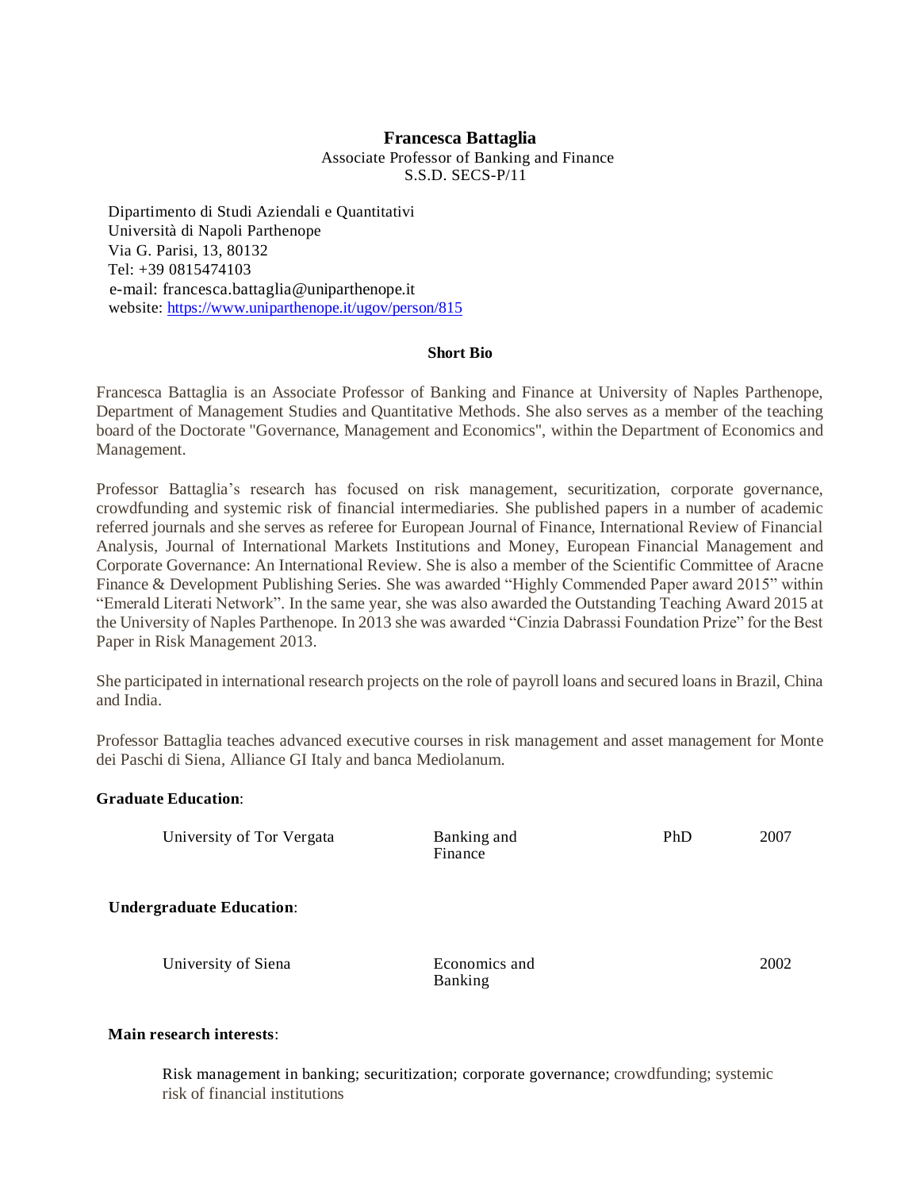# Francesca Battaglia

Associate Professor of Banking and Finance
S.S.D. SECS-P/11

Dipartimento di Studi Aziendali e Quantitativi
Università di Napoli Parthenope
Via G. Parisi, 13, 80132
Tel: +39 0815474103
e-mail: francesca.battaglia@uniparthenope.it
website: https://www.uniparthenope.it/ugov/person/815

## Short Bio

Francesca Battaglia is an Associate Professor of Banking and Finance at University of Naples Parthenope, Department of Management Studies and Quantitative Methods. She also serves as a member of the teaching board of the Doctorate "Governance, Management and Economics", within the Department of Economics and Management.

Professor Battaglia's research has focused on risk management, securitization, corporate governance, crowdfunding and systemic risk of financial intermediaries. She published papers in a number of academic referred journals and she serves as referee for European Journal of Finance, International Review of Financial Analysis, Journal of International Markets Institutions and Money, European Financial Management and Corporate Governance: An International Review. She is also a member of the Scientific Committee of Aracne Finance & Development Publishing Series. She was awarded "Highly Commended Paper award 2015" within "Emerald Literati Network". In the same year, she was also awarded the Outstanding Teaching Award 2015 at the University of Naples Parthenope. In 2013 she was awarded "Cinzia Dabrassi Foundation Prize" for the Best Paper in Risk Management 2013.

She participated in international research projects on the role of payroll loans and secured loans in Brazil, China and India.

Professor Battaglia teaches advanced executive courses in risk management and asset management for Monte dei Paschi di Siena, Alliance GI Italy and banca Mediolanum.

**Graduate Education**:

| University of Tor Vergata | Banking and Finance | PhD | 2007 |
|---|---|---|---|

**Undergraduate Education**:

| University of Siena | Economics and Banking | | 2002 |
|---|---|---|---|

**Main research interests**:

Risk management in banking; securitization; corporate governance; crowdfunding; systemic risk of financial institutions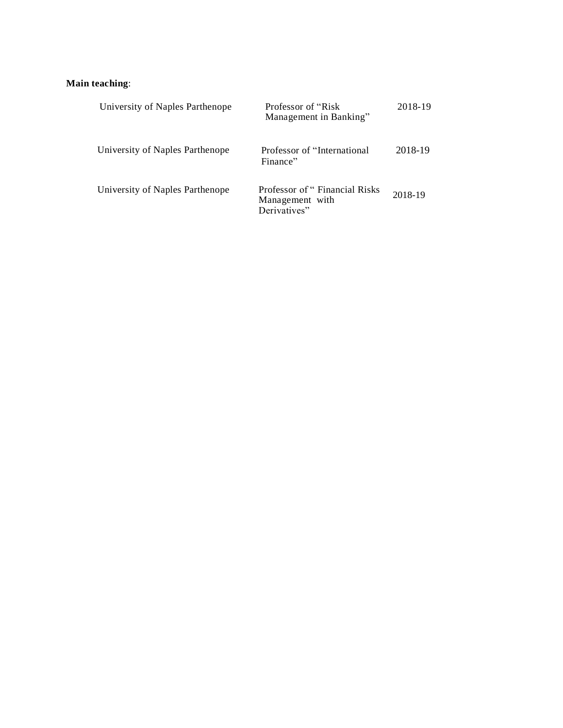**Main teaching**:

| | | |
|---|---|---|
| University of Naples Parthenope | Professor of "Risk Management in Banking" | 2018-19 |
| University of Naples Parthenope | Professor of "International Finance" | 2018-19 |
| University of Naples Parthenope | Professor of " Financial Risks Management with Derivatives" | 2018-19 |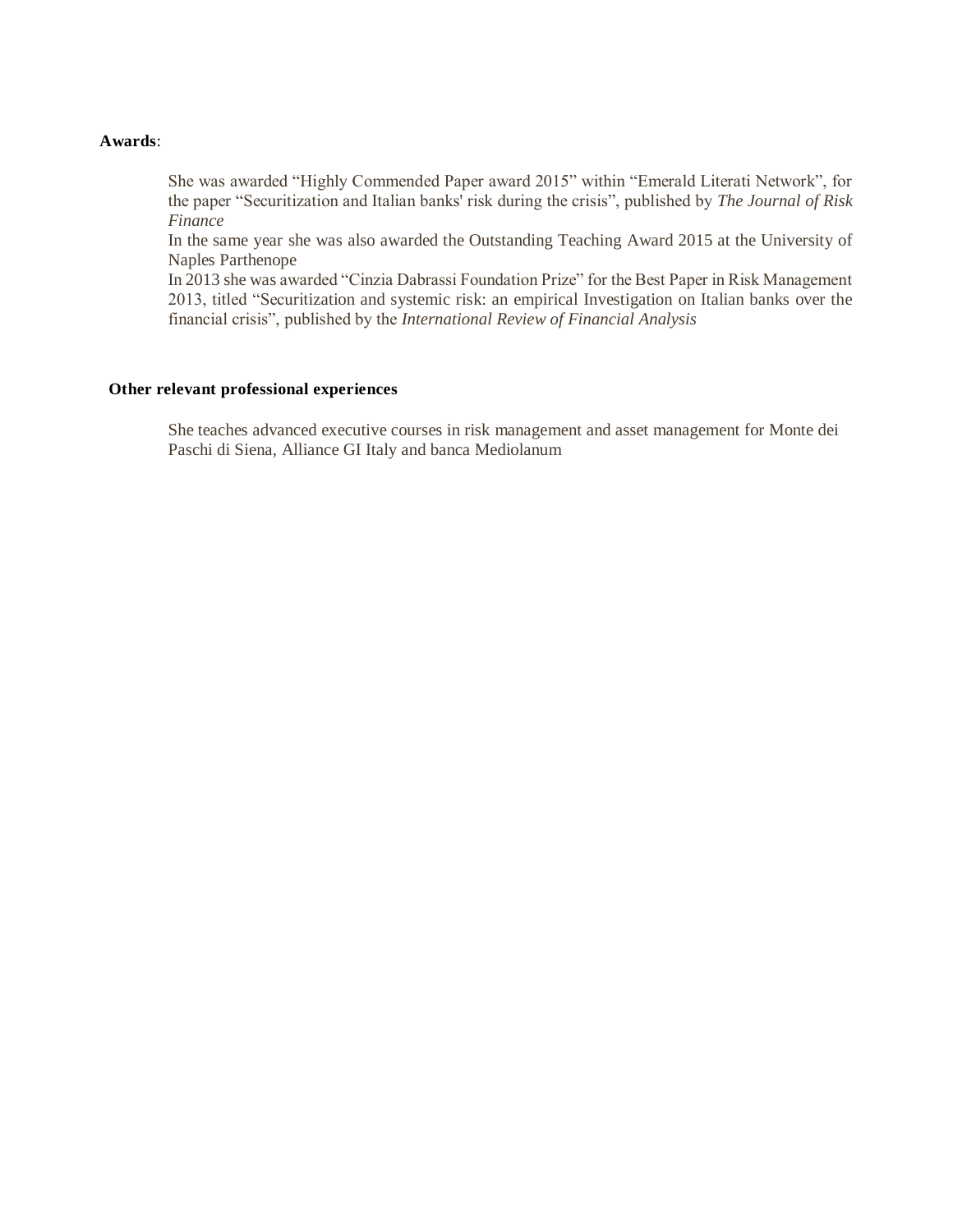**Awards**:

She was awarded “Highly Commended Paper award 2015” within “Emerald Literati Network”, for the paper “Securitization and Italian banks' risk during the crisis”, published by *The Journal of Risk Finance*

In the same year she was also awarded the Outstanding Teaching Award 2015 at the University of Naples Parthenope

In 2013 she was awarded “Cinzia Dabrassi Foundation Prize” for the Best Paper in Risk Management 2013, titled “Securitization and systemic risk: an empirical Investigation on Italian banks over the financial crisis”, published by the *International Review of Financial Analysis*

**Other relevant professional experiences**

She teaches advanced executive courses in risk management and asset management for Monte dei Paschi di Siena, Alliance GI Italy and banca Mediolanum